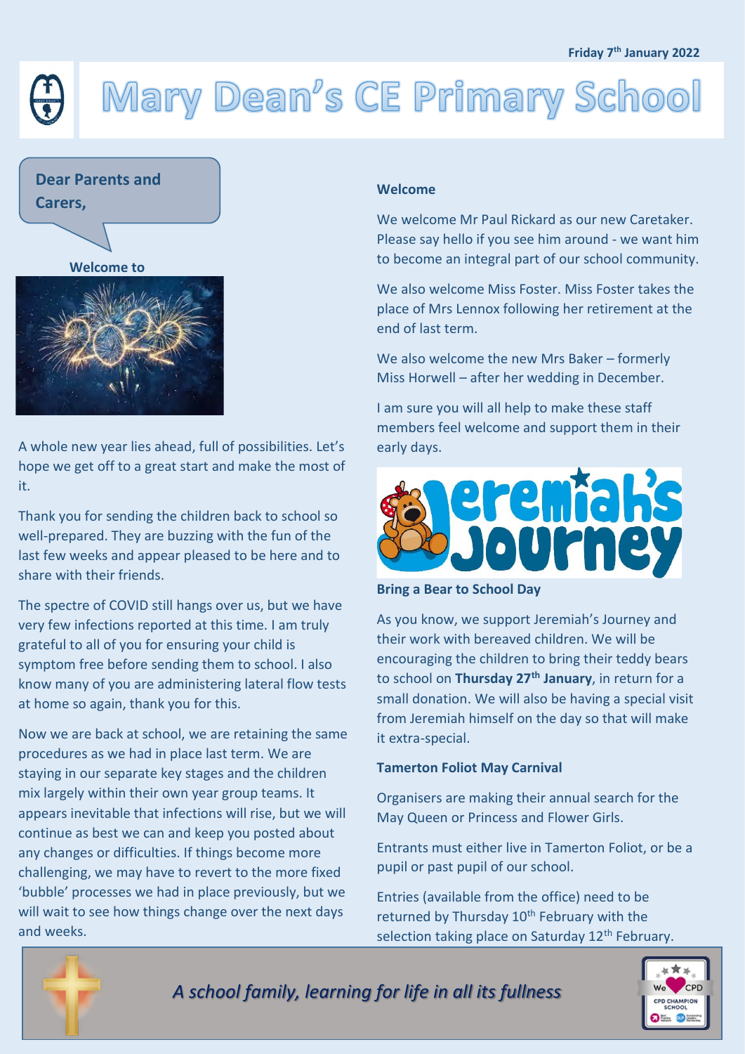Friday 7th January 2022

# Mary Dean's CE Primary School

**Dear Parents and Carers,**

**Welcome to**

A whole new year lies ahead, full of possibilities. Let's hope we get off to a great start and make the most of it.

Thank you for sending the children back to school so well-prepared. They are buzzing with the fun of the last few weeks and appear pleased to be here and to share with their friends.

The spectre of COVID still hangs over us, but we have very few infections reported at this time. I am truly grateful to all of you for ensuring your child is symptom free before sending them to school. I also know many of you are administering lateral flow tests at home so again, thank you for this.

Now we are back at school, we are retaining the same procedures as we had in place last term. We are staying in our separate key stages and the children mix largely within their own year group teams. It appears inevitable that infections will rise, but we will continue as best we can and keep you posted about any changes or difficulties. If things become more challenging, we may have to revert to the more fixed 'bubble' processes we had in place previously, but we will wait to see how things change over the next days and weeks.

**Welcome**

We welcome Mr Paul Rickard as our new Caretaker. Please say hello if you see him around - we want him to become an integral part of our school community.

We also welcome Miss Foster. Miss Foster takes the place of Mrs Lennox following her retirement at the end of last term.

We also welcome the new Mrs Baker – formerly Miss Horwell – after her wedding in December.

I am sure you will all help to make these staff members feel welcome and support them in their early days.

**Bring a Bear to School Day**

As you know, we support Jeremiah's Journey and their work with bereaved children. We will be encouraging the children to bring their teddy bears to school on **Thursday 27th January**, in return for a small donation. We will also be having a special visit from Jeremiah himself on the day so that will make it extra-special.

**Tamerton Foliot May Carnival**

Organisers are making their annual search for the May Queen or Princess and Flower Girls.

Entrants must either live in Tamerton Foliot, or be a pupil or past pupil of our school.

Entries (available from the office) need to be returned by Thursday 10th February with the selection taking place on Saturday 12th February.

*A school family, learning for life in all its fullness*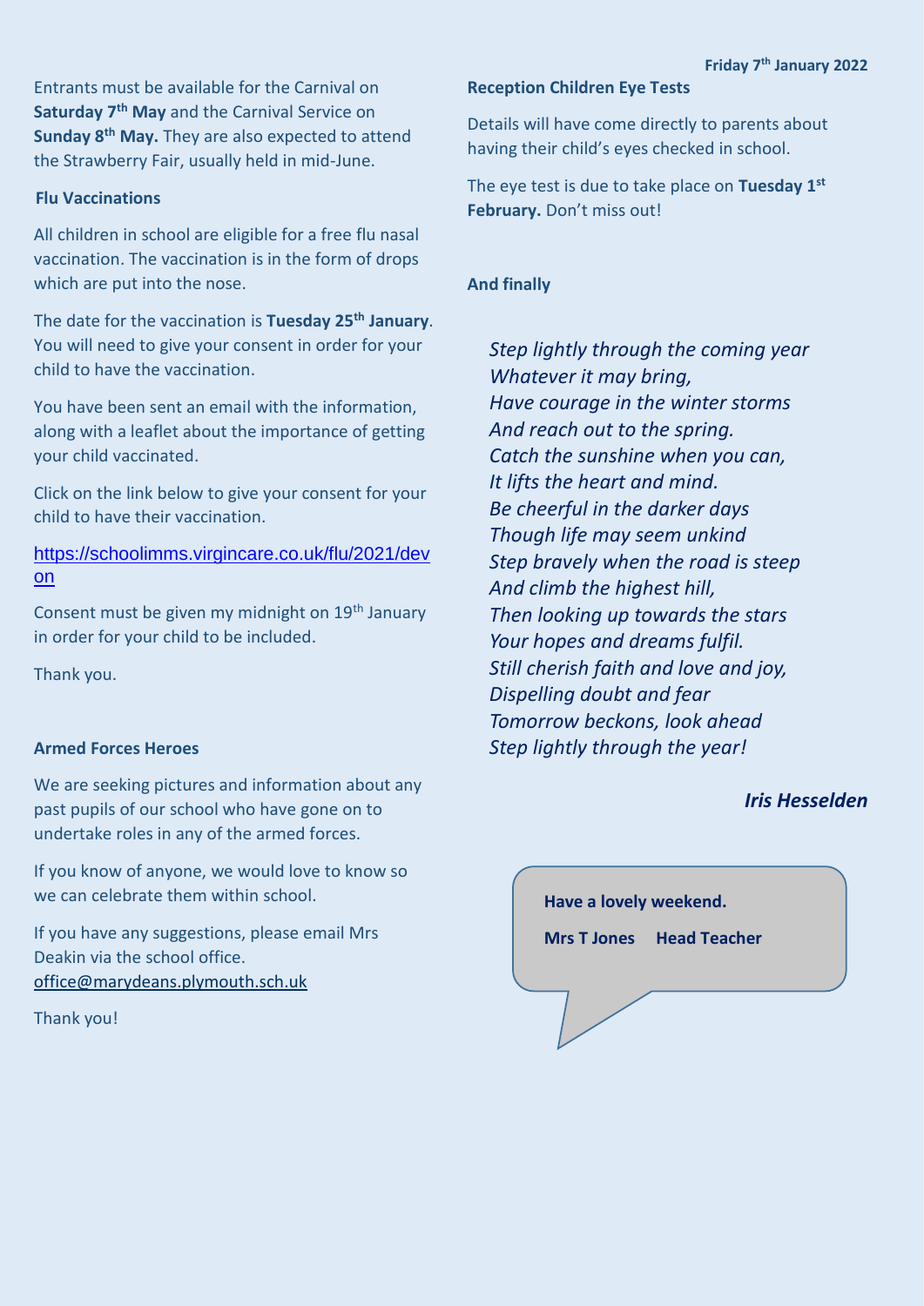Friday 7th January 2022

Entrants must be available for the Carnival on **Saturday 7th May** and the Carnival Service on **Sunday 8th May.** They are also expected to attend the Strawberry Fair, usually held in mid-June.

**Flu Vaccinations**

All children in school are eligible for a free flu nasal vaccination. The vaccination is in the form of drops which are put into the nose.

The date for the vaccination is **Tuesday 25th January**. You will need to give your consent in order for your child to have the vaccination.

You have been sent an email with the information, along with a leaflet about the importance of getting your child vaccinated.

Click on the link below to give your consent for your child to have their vaccination.

https://schoolimms.virgincare.co.uk/flu/2021/devon

Consent must be given my midnight on 19th January in order for your child to be included.

Thank you.

**Armed Forces Heroes**

We are seeking pictures and information about any past pupils of our school who have gone on to undertake roles in any of the armed forces.

If you know of anyone, we would love to know so we can celebrate them within school.

If you have any suggestions, please email Mrs Deakin via the school office.
office@marydeans.plymouth.sch.uk

Thank you!

**Reception Children Eye Tests**

Details will have come directly to parents about having their child's eyes checked in school.

The eye test is due to take place on **Tuesday 1st February.** Don't miss out!

**And finally**

*Step lightly through the coming year*
*Whatever it may bring,*
*Have courage in the winter storms*
*And reach out to the spring.*
*Catch the sunshine when you can,*
*It lifts the heart and mind.*
*Be cheerful in the darker days*
*Though life may seem unkind*
*Step bravely when the road is steep*
*And climb the highest hill,*
*Then looking up towards the stars*
*Your hopes and dreams fulfil.*
*Still cherish faith and love and joy,*
*Dispelling doubt and fear*
*Tomorrow beckons, look ahead*
*Step lightly through the year!*

***Iris Hesselden***

**Have a lovely weekend.**

**Mrs T Jones Head Teacher**